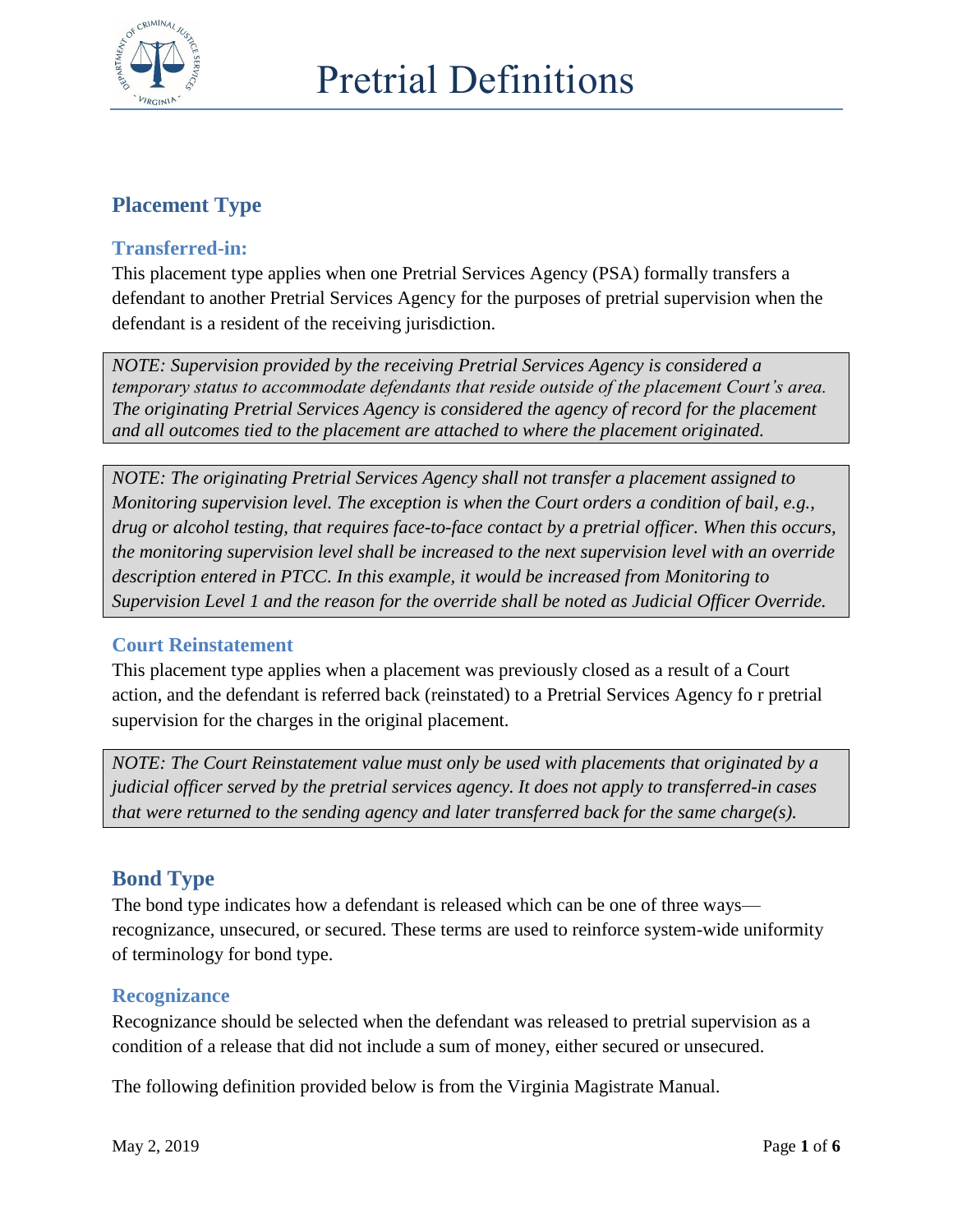# Pretrial Definitions

## Placement Type

### Transferred-in:

This placement type applies when one Pretrial Services Agency (PSA) formally transfers a defendant to another Pretrial Services Agency for the purposes of pretrial supervision when the defendant is a resident of the receiving jurisdiction.

> *NOTE: Supervision provided by the receiving Pretrial Services Agency is considered a temporary status to accommodate defendants that reside outside of the placement Court's area. The originating Pretrial Services Agency is considered the agency of record for the placement and all outcomes tied to the placement are attached to where the placement originated.*

> *NOTE: The originating Pretrial Services Agency shall not transfer a placement assigned to Monitoring supervision level. The exception is when the Court orders a condition of bail, e.g., drug or alcohol testing, that requires face-to-face contact by a pretrial officer. When this occurs, the monitoring supervision level shall be increased to the next supervision level with an override description entered in PTCC. In this example, it would be increased from Monitoring to Supervision Level 1 and the reason for the override shall be noted as Judicial Officer Override.*

### Court Reinstatement

This placement type applies when a placement was previously closed as a result of a Court action, and the defendant is referred back (reinstated) to a Pretrial Services Agency fo r pretrial supervision for the charges in the original placement.

> *NOTE: The Court Reinstatement value must only be used with placements that originated by a judicial officer served by the pretrial services agency. It does not apply to transferred-in cases that were returned to the sending agency and later transferred back for the same charge(s).*

## Bond Type

The bond type indicates how a defendant is released which can be one of three ways—recognizance, unsecured, or secured. These terms are used to reinforce system-wide uniformity of terminology for bond type.

### Recognizance

Recognizance should be selected when the defendant was released to pretrial supervision as a condition of a release that did not include a sum of money, either secured or unsecured.

The following definition provided below is from the Virginia Magistrate Manual.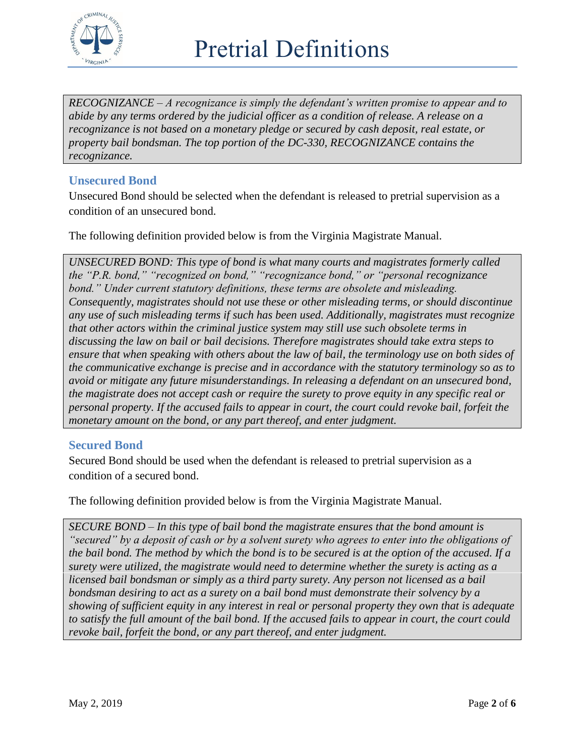*RECOGNIZANCE – A recognizance is simply the defendant's written promise to appear and to abide by any terms ordered by the judicial officer as a condition of release. A release on a recognizance is not based on a monetary pledge or secured by cash deposit, real estate, or property bail bondsman. The top portion of the DC-330, RECOGNIZANCE contains the recognizance.*

## Unsecured Bond

Unsecured Bond should be selected when the defendant is released to pretrial supervision as a condition of an unsecured bond.

The following definition provided below is from the Virginia Magistrate Manual.

*UNSECURED BOND: This type of bond is what many courts and magistrates formerly called the "P.R. bond," "recognized on bond," "recognizance bond," or "personal recognizance bond." Under current statutory definitions, these terms are obsolete and misleading. Consequently, magistrates should not use these or other misleading terms, or should discontinue any use of such misleading terms if such has been used. Additionally, magistrates must recognize that other actors within the criminal justice system may still use such obsolete terms in discussing the law on bail or bail decisions. Therefore magistrates should take extra steps to ensure that when speaking with others about the law of bail, the terminology use on both sides of the communicative exchange is precise and in accordance with the statutory terminology so as to avoid or mitigate any future misunderstandings. In releasing a defendant on an unsecured bond, the magistrate does not accept cash or require the surety to prove equity in any specific real or personal property. If the accused fails to appear in court, the court could revoke bail, forfeit the monetary amount on the bond, or any part thereof, and enter judgment.*

## Secured Bond

Secured Bond should be used when the defendant is released to pretrial supervision as a condition of a secured bond.

The following definition provided below is from the Virginia Magistrate Manual.

*SECURE BOND – In this type of bail bond the magistrate ensures that the bond amount is "secured" by a deposit of cash or by a solvent surety who agrees to enter into the obligations of the bail bond. The method by which the bond is to be secured is at the option of the accused. If a surety were utilized, the magistrate would need to determine whether the surety is acting as a licensed bail bondsman or simply as a third party surety. Any person not licensed as a bail bondsman desiring to act as a surety on a bail bond must demonstrate their solvency by a showing of sufficient equity in any interest in real or personal property they own that is adequate to satisfy the full amount of the bail bond. If the accused fails to appear in court, the court could revoke bail, forfeit the bond, or any part thereof, and enter judgment.*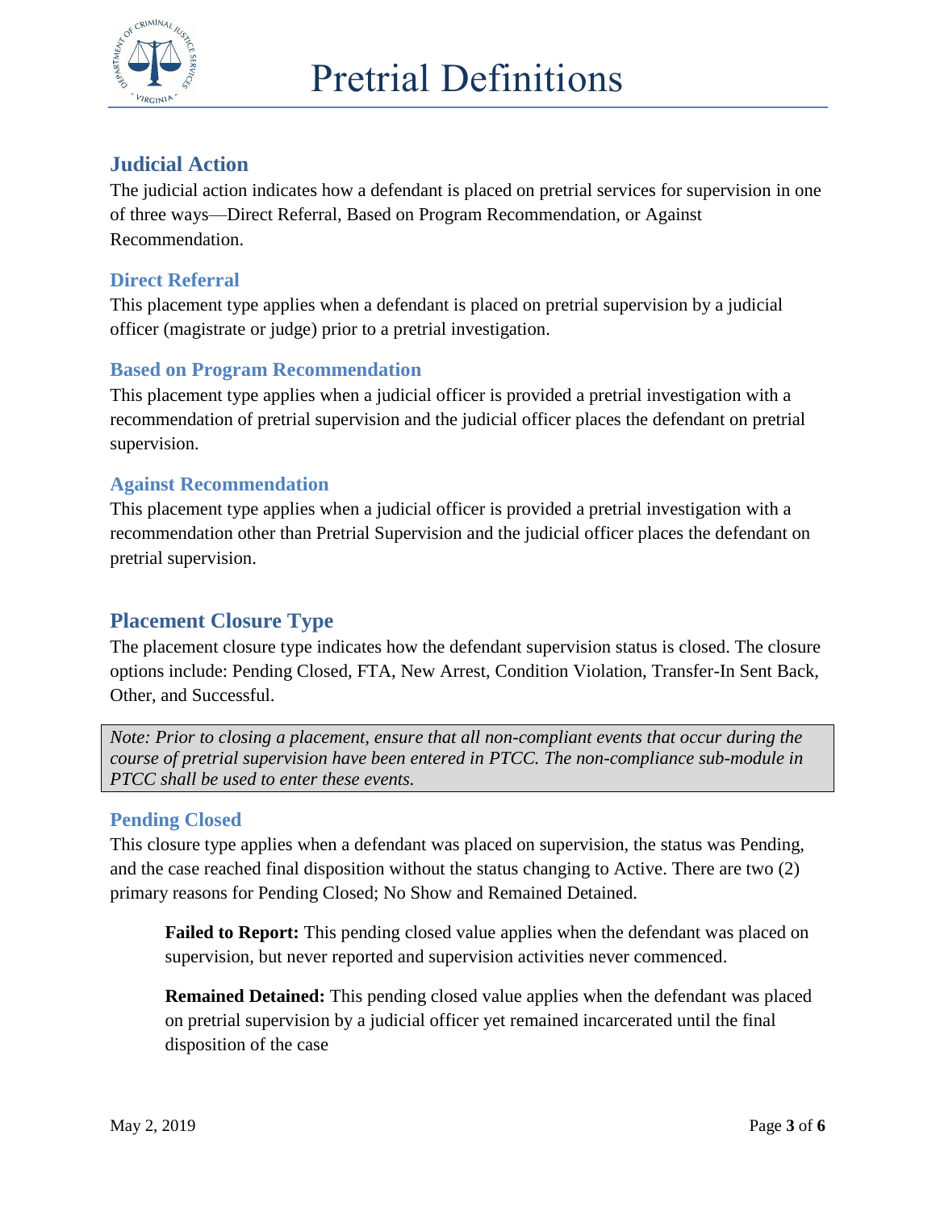## Judicial Action

The judicial action indicates how a defendant is placed on pretrial services for supervision in one of three ways—Direct Referral, Based on Program Recommendation, or Against Recommendation.

### Direct Referral

This placement type applies when a defendant is placed on pretrial supervision by a judicial officer (magistrate or judge) prior to a pretrial investigation.

### Based on Program Recommendation

This placement type applies when a judicial officer is provided a pretrial investigation with a recommendation of pretrial supervision and the judicial officer places the defendant on pretrial supervision.

### Against Recommendation

This placement type applies when a judicial officer is provided a pretrial investigation with a recommendation other than Pretrial Supervision and the judicial officer places the defendant on pretrial supervision.

## Placement Closure Type

The placement closure type indicates how the defendant supervision status is closed. The closure options include: Pending Closed, FTA, New Arrest, Condition Violation, Transfer-In Sent Back, Other, and Successful.

> *Note: Prior to closing a placement, ensure that all non-compliant events that occur during the course of pretrial supervision have been entered in PTCC. The non-compliance sub-module in PTCC shall be used to enter these events.*

### Pending Closed

This closure type applies when a defendant was placed on supervision, the status was Pending, and the case reached final disposition without the status changing to Active. There are two (2) primary reasons for Pending Closed; No Show and Remained Detained.

**Failed to Report:** This pending closed value applies when the defendant was placed on supervision, but never reported and supervision activities never commenced.

**Remained Detained:** This pending closed value applies when the defendant was placed on pretrial supervision by a judicial officer yet remained incarcerated until the final disposition of the case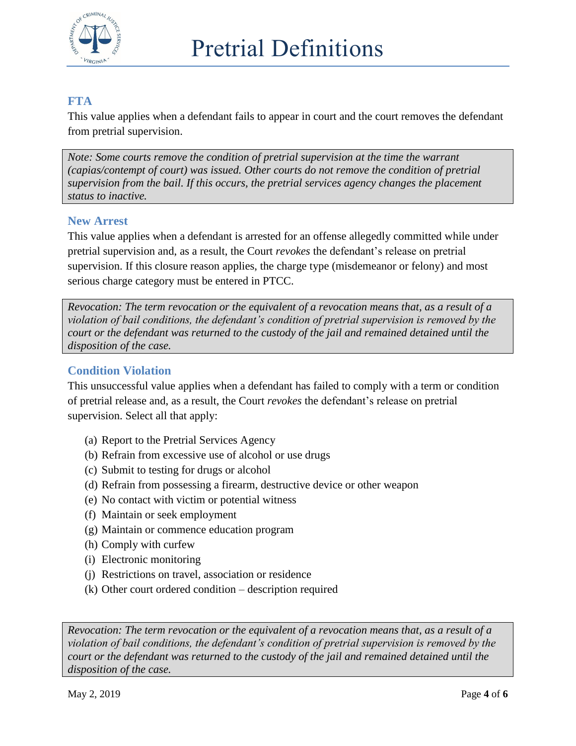# Pretrial Definitions

### FTA

This value applies when a defendant fails to appear in court and the court removes the defendant from pretrial supervision.

> *Note: Some courts remove the condition of pretrial supervision at the time the warrant (capias/contempt of court) was issued. Other courts do not remove the condition of pretrial supervision from the bail. If this occurs, the pretrial services agency changes the placement status to inactive.*

### New Arrest

This value applies when a defendant is arrested for an offense allegedly committed while under pretrial supervision and, as a result, the Court *revokes* the defendant's release on pretrial supervision. If this closure reason applies, the charge type (misdemeanor or felony) and most serious charge category must be entered in PTCC.

> *Revocation: The term revocation or the equivalent of a revocation means that, as a result of a violation of bail conditions, the defendant's condition of pretrial supervision is removed by the court or the defendant was returned to the custody of the jail and remained detained until the disposition of the case.*

### Condition Violation

This unsuccessful value applies when a defendant has failed to comply with a term or condition of pretrial release and, as a result, the Court *revokes* the defendant's release on pretrial supervision. Select all that apply:

(a) Report to the Pretrial Services Agency
(b) Refrain from excessive use of alcohol or use drugs
(c) Submit to testing for drugs or alcohol
(d) Refrain from possessing a firearm, destructive device or other weapon
(e) No contact with victim or potential witness
(f) Maintain or seek employment
(g) Maintain or commence education program
(h) Comply with curfew
(i) Electronic monitoring
(j) Restrictions on travel, association or residence
(k) Other court ordered condition – description required

> *Revocation: The term revocation or the equivalent of a revocation means that, as a result of a violation of bail conditions, the defendant's condition of pretrial supervision is removed by the court or the defendant was returned to the custody of the jail and remained detained until the disposition of the case.*

May 2, 2019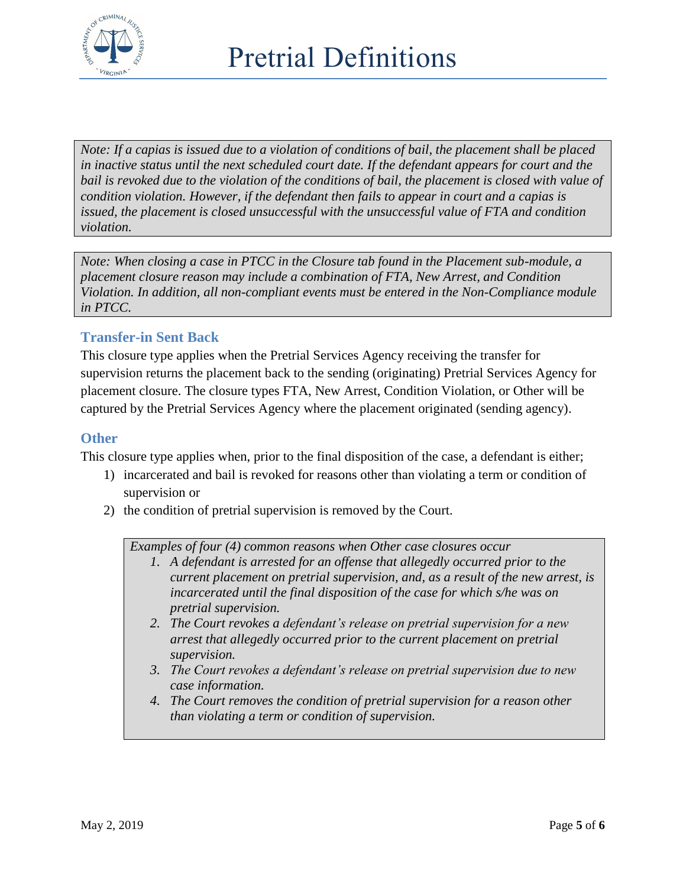*Note: If a capias is issued due to a violation of conditions of bail, the placement shall be placed in inactive status until the next scheduled court date. If the defendant appears for court and the bail is revoked due to the violation of the conditions of bail, the placement is closed with value of condition violation. However, if the defendant then fails to appear in court and a capias is issued, the placement is closed unsuccessful with the unsuccessful value of FTA and condition violation.*

*Note: When closing a case in PTCC in the Closure tab found in the Placement sub-module, a placement closure reason may include a combination of FTA, New Arrest, and Condition Violation. In addition, all non-compliant events must be entered in the Non-Compliance module in PTCC.*

### Transfer-in Sent Back

This closure type applies when the Pretrial Services Agency receiving the transfer for supervision returns the placement back to the sending (originating) Pretrial Services Agency for placement closure. The closure types FTA, New Arrest, Condition Violation, or Other will be captured by the Pretrial Services Agency where the placement originated (sending agency).

### Other

This closure type applies when, prior to the final disposition of the case, a defendant is either;

1) incarcerated and bail is revoked for reasons other than violating a term or condition of supervision or
2) the condition of pretrial supervision is removed by the Court.

*Examples of four (4) common reasons when Other case closures occur*

1. *A defendant is arrested for an offense that allegedly occurred prior to the current placement on pretrial supervision, and, as a result of the new arrest, is incarcerated until the final disposition of the case for which s/he was on pretrial supervision.*
2. *The Court revokes a defendant's release on pretrial supervision for a new arrest that allegedly occurred prior to the current placement on pretrial supervision.*
3. *The Court revokes a defendant's release on pretrial supervision due to new case information.*
4. *The Court removes the condition of pretrial supervision for a reason other than violating a term or condition of supervision.*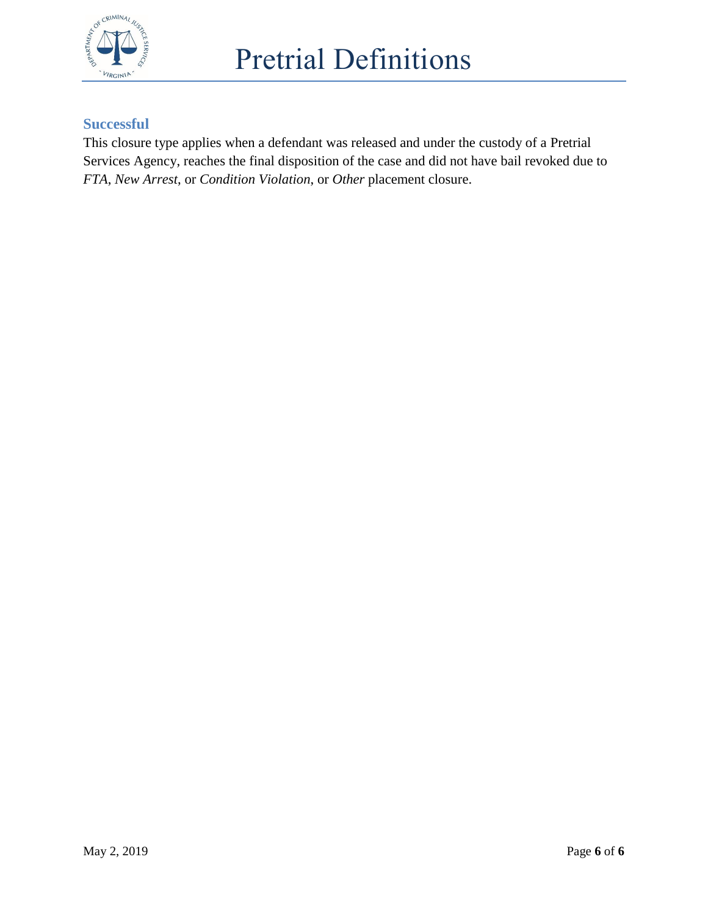### Successful

This closure type applies when a defendant was released and under the custody of a Pretrial Services Agency, reaches the final disposition of the case and did not have bail revoked due to *FTA*, *New Arrest*, or *Condition Violation*, or *Other* placement closure.